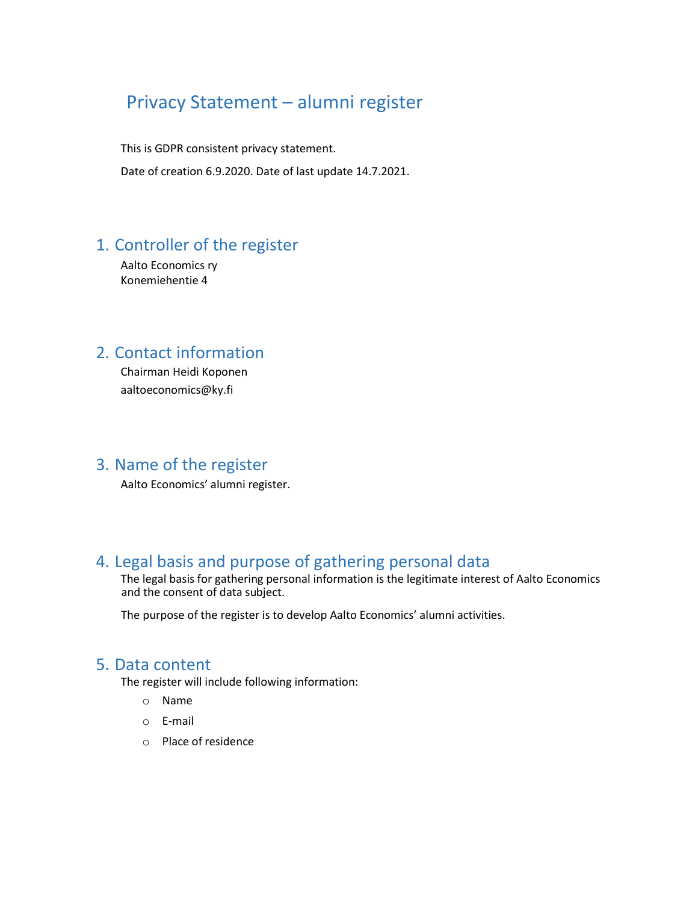# Privacy Statement – alumni register

This is GDPR consistent privacy statement.

Date of creation 6.9.2020. Date of last update 14.7.2021.

## 1. Controller of the register

Aalto Economics ry
Konemiehentie 4

## 2. Contact information

Chairman Heidi Koponen

aaltoeconomics@ky.fi

## 3. Name of the register

Aalto Economics' alumni register.

## 4. Legal basis and purpose of gathering personal data

The legal basis for gathering personal information is the legitimate interest of Aalto Economics and the consent of data subject.

The purpose of the register is to develop Aalto Economics' alumni activities.

## 5. Data content

The register will include following information:

- Name
- E-mail
- Place of residence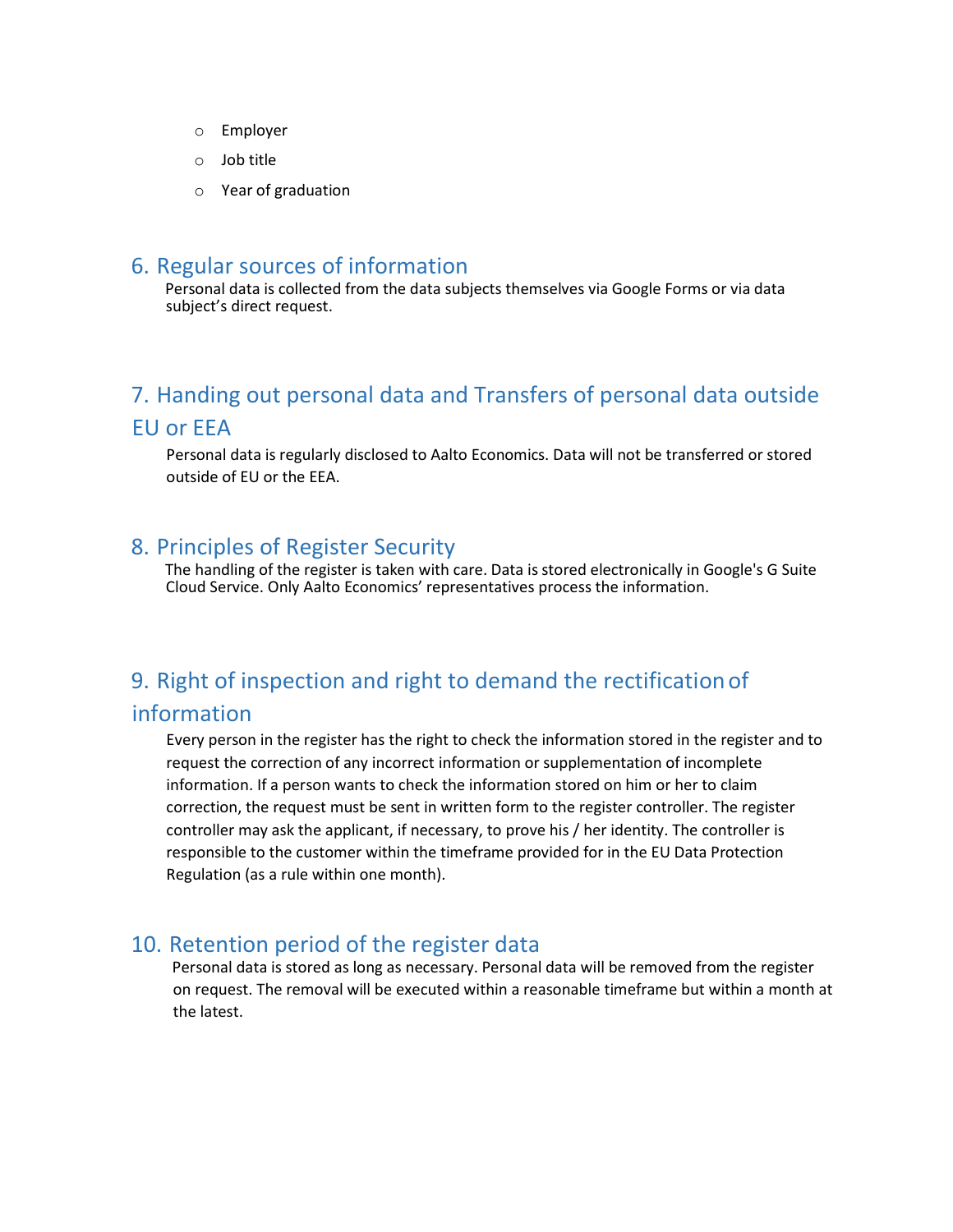- Employer
- Job title
- Year of graduation

## 6. Regular sources of information

Personal data is collected from the data subjects themselves via Google Forms or via data subject's direct request.

## 7. Handing out personal data and Transfers of personal data outside EU or EEA

Personal data is regularly disclosed to Aalto Economics. Data will not be transferred or stored outside of EU or the EEA.

## 8. Principles of Register Security

The handling of the register is taken with care. Data is stored electronically in Google's G Suite Cloud Service. Only Aalto Economics' representatives process the information.

## 9. Right of inspection and right to demand the rectification of information

Every person in the register has the right to check the information stored in the register and to request the correction of any incorrect information or supplementation of incomplete information. If a person wants to check the information stored on him or her to claim correction, the request must be sent in written form to the register controller. The register controller may ask the applicant, if necessary, to prove his / her identity. The controller is responsible to the customer within the timeframe provided for in the EU Data Protection Regulation (as a rule within one month).

## 10. Retention period of the register data

Personal data is stored as long as necessary. Personal data will be removed from the register on request. The removal will be executed within a reasonable timeframe but within a month at the latest.